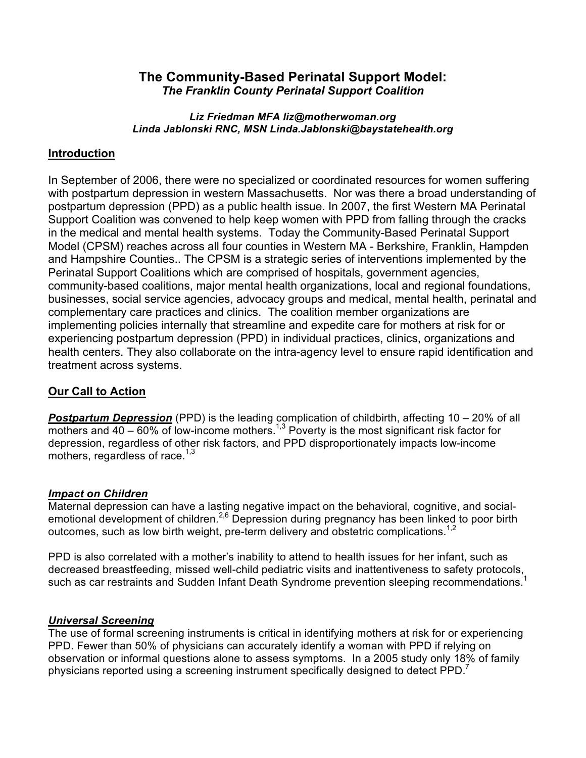# The Community-Based Perinatal Support Model:
## *The Franklin County Perinatal Support Coalition*

***Liz Friedman MFA liz@motherwoman.org***
***Linda Jablonski RNC, MSN Linda.Jablonski@baystatehealth.org***

## Introduction

In September of 2006, there were no specialized or coordinated resources for women suffering with postpartum depression in western Massachusetts. Nor was there a broad understanding of postpartum depression (PPD) as a public health issue. In 2007, the first Western MA Perinatal Support Coalition was convened to help keep women with PPD from falling through the cracks in the medical and mental health systems. Today the Community-Based Perinatal Support Model (CPSM) reaches across all four counties in Western MA - Berkshire, Franklin, Hampden and Hampshire Counties.. The CPSM is a strategic series of interventions implemented by the Perinatal Support Coalitions which are comprised of hospitals, government agencies, community-based coalitions, major mental health organizations, local and regional foundations, businesses, social service agencies, advocacy groups and medical, mental health, perinatal and complementary care practices and clinics. The coalition member organizations are implementing policies internally that streamline and expedite care for mothers at risk for or experiencing postpartum depression (PPD) in individual practices, clinics, organizations and health centers. They also collaborate on the intra-agency level to ensure rapid identification and treatment across systems.

## Our Call to Action

***Postpartum Depression*** (PPD) is the leading complication of childbirth, affecting 10 – 20% of all mothers and 40 – 60% of low-income mothers.[1,3] Poverty is the most significant risk factor for depression, regardless of other risk factors, and PPD disproportionately impacts low-income mothers, regardless of race.[1,3]

### *Impact on Children*

Maternal depression can have a lasting negative impact on the behavioral, cognitive, and social-emotional development of children.[2,6] Depression during pregnancy has been linked to poor birth outcomes, such as low birth weight, pre-term delivery and obstetric complications.[1,2]

PPD is also correlated with a mother's inability to attend to health issues for her infant, such as decreased breastfeeding, missed well-child pediatric visits and inattentiveness to safety protocols, such as car restraints and Sudden Infant Death Syndrome prevention sleeping recommendations.[1]

### *Universal Screening*

The use of formal screening instruments is critical in identifying mothers at risk for or experiencing PPD. Fewer than 50% of physicians can accurately identify a woman with PPD if relying on observation or informal questions alone to assess symptoms. In a 2005 study only 18% of family physicians reported using a screening instrument specifically designed to detect PPD.[7]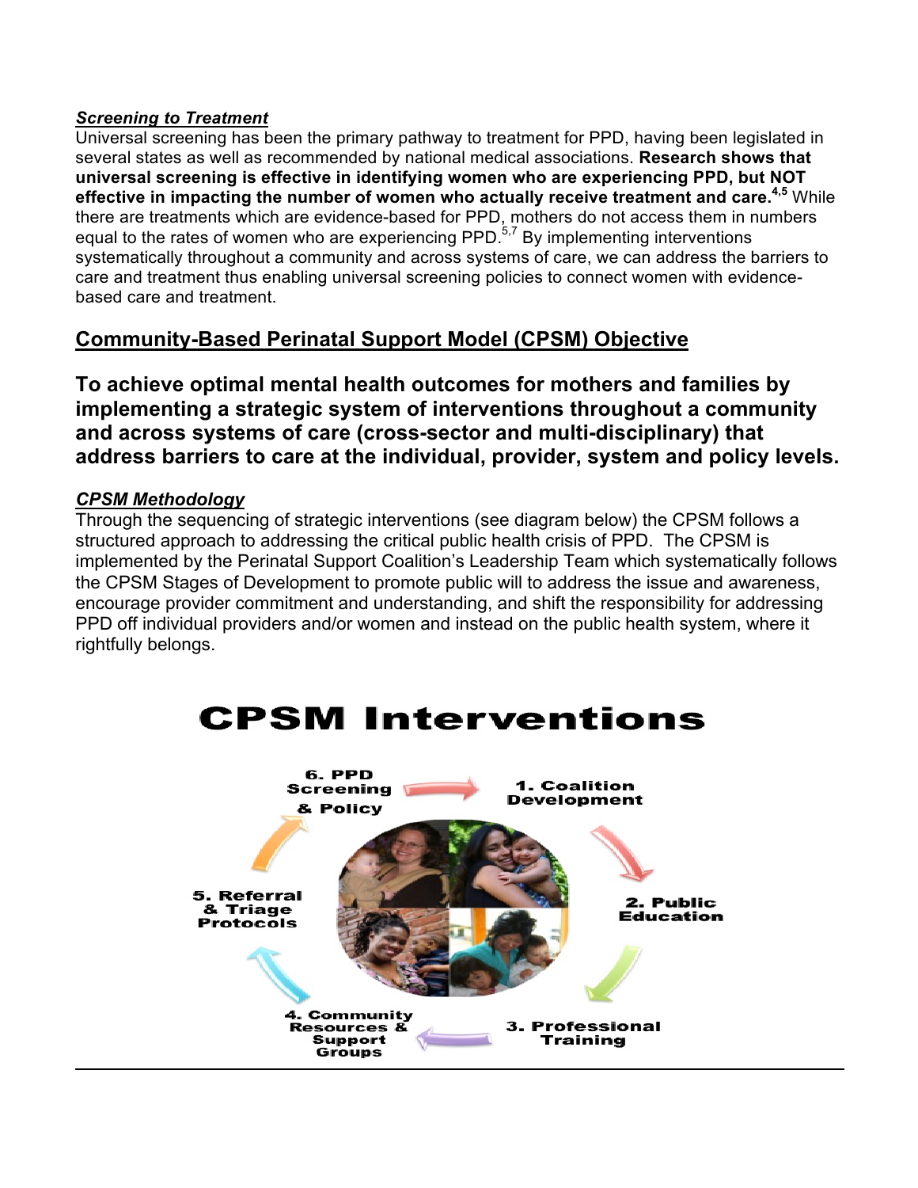***Screening to Treatment***

Universal screening has been the primary pathway to treatment for PPD, having been legislated in several states as well as recommended by national medical associations. **Research shows that universal screening is effective in identifying women who are experiencing PPD, but NOT effective in impacting the number of women who actually receive treatment and care.[4,5]** While there are treatments which are evidence-based for PPD, mothers do not access them in numbers equal to the rates of women who are experiencing PPD.[5,7] By implementing interventions systematically throughout a community and across systems of care, we can address the barriers to care and treatment thus enabling universal screening policies to connect women with evidence-based care and treatment.

## Community-Based Perinatal Support Model (CPSM) Objective

### To achieve optimal mental health outcomes for mothers and families by implementing a strategic system of interventions throughout a community and across systems of care (cross-sector and multi-disciplinary) that address barriers to care at the individual, provider, system and policy levels.

***CPSM Methodology***

Through the sequencing of strategic interventions (see diagram below) the CPSM follows a structured approach to addressing the critical public health crisis of PPD. The CPSM is implemented by the Perinatal Support Coalition's Leadership Team which systematically follows the CPSM Stages of Development to promote public will to address the issue and awareness, encourage provider commitment and understanding, and shift the responsibility for addressing PPD off individual providers and/or women and instead on the public health system, where it rightfully belongs.

# CPSM Interventions

1. Coalition Development
2. Public Education
3. Professional Training
4. Community Resources & Support Groups
5. Referral & Triage Protocols
6. PPD Screening & Policy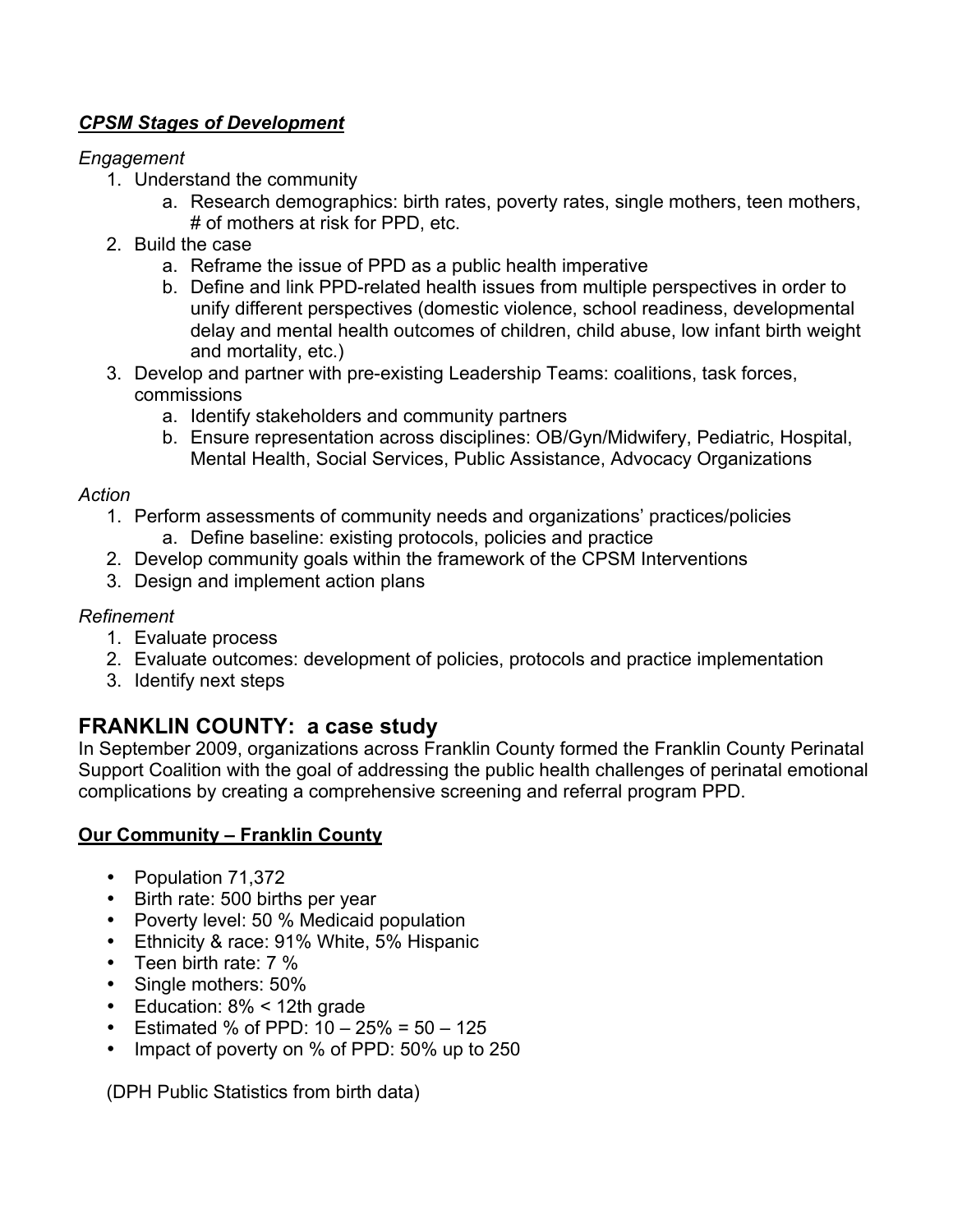***CPSM Stages of Development***

*Engagement*

1. Understand the community
   a. Research demographics: birth rates, poverty rates, single mothers, teen mothers, # of mothers at risk for PPD, etc.
2. Build the case
   a. Reframe the issue of PPD as a public health imperative
   b. Define and link PPD-related health issues from multiple perspectives in order to unify different perspectives (domestic violence, school readiness, developmental delay and mental health outcomes of children, child abuse, low infant birth weight and mortality, etc.)
3. Develop and partner with pre-existing Leadership Teams: coalitions, task forces, commissions
   a. Identify stakeholders and community partners
   b. Ensure representation across disciplines: OB/Gyn/Midwifery, Pediatric, Hospital, Mental Health, Social Services, Public Assistance, Advocacy Organizations

*Action*

1. Perform assessments of community needs and organizations' practices/policies
   a. Define baseline: existing protocols, policies and practice
2. Develop community goals within the framework of the CPSM Interventions
3. Design and implement action plans

*Refinement*

1. Evaluate process
2. Evaluate outcomes: development of policies, protocols and practice implementation
3. Identify next steps

## FRANKLIN COUNTY: a case study

In September 2009, organizations across Franklin County formed the Franklin County Perinatal Support Coalition with the goal of addressing the public health challenges of perinatal emotional complications by creating a comprehensive screening and referral program PPD.

**Our Community – Franklin County**

- Population 71,372
- Birth rate: 500 births per year
- Poverty level: 50 % Medicaid population
- Ethnicity & race: 91% White, 5% Hispanic
- Teen birth rate: 7 %
- Single mothers: 50%
- Education: 8% < 12th grade
- Estimated % of PPD: 10 – 25% = 50 – 125
- Impact of poverty on % of PPD: 50% up to 250

(DPH Public Statistics from birth data)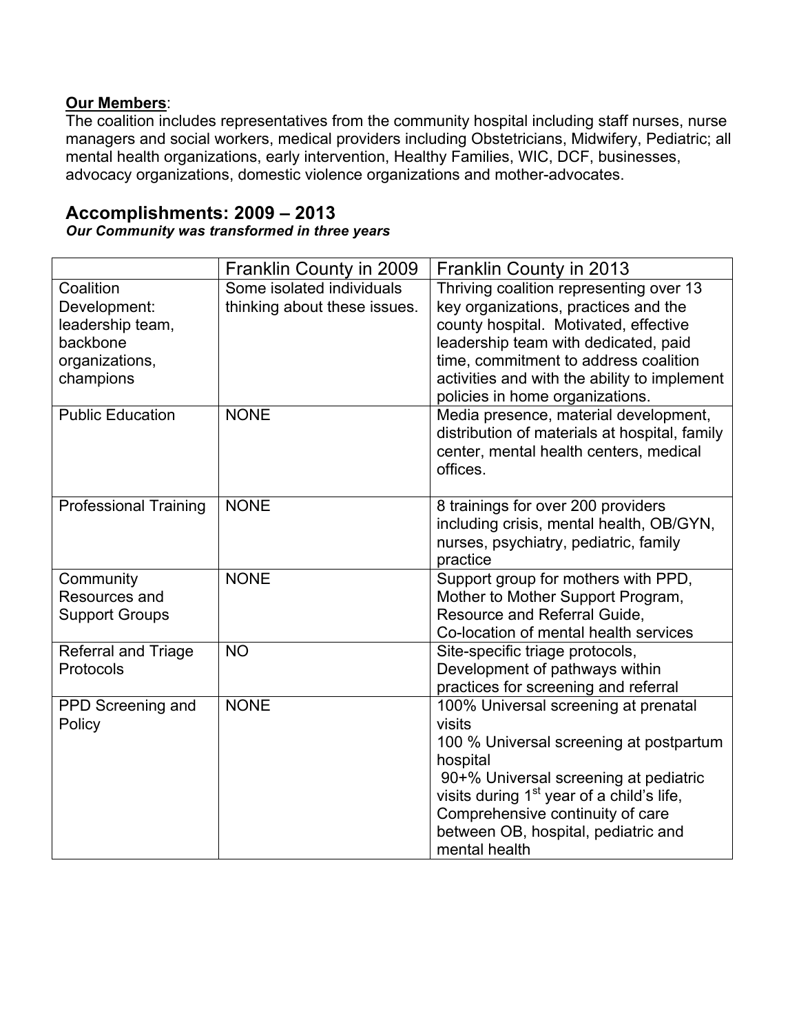**Our Members**:
The coalition includes representatives from the community hospital including staff nurses, nurse managers and social workers, medical providers including Obstetricians, Midwifery, Pediatric; all mental health organizations, early intervention, Healthy Families, WIC, DCF, businesses, advocacy organizations, domestic violence organizations and mother-advocates.

## Accomplishments: 2009 – 2013

***Our Community was transformed in three years***

| | Franklin County in 2009 | Franklin County in 2013 |
|---|---|---|
| Coalition Development: leadership team, backbone organizations, champions | Some isolated individuals thinking about these issues. | Thriving coalition representing over 13 key organizations, practices and the county hospital. Motivated, effective leadership team with dedicated, paid time, commitment to address coalition activities and with the ability to implement policies in home organizations. |
| Public Education | NONE | Media presence, material development, distribution of materials at hospital, family center, mental health centers, medical offices. |
| Professional Training | NONE | 8 trainings for over 200 providers including crisis, mental health, OB/GYN, nurses, psychiatry, pediatric, family practice |
| Community Resources and Support Groups | NONE | Support group for mothers with PPD, Mother to Mother Support Program, Resource and Referral Guide, Co-location of mental health services |
| Referral and Triage Protocols | NO | Site-specific triage protocols, Development of pathways within practices for screening and referral |
| PPD Screening and Policy | NONE | 100% Universal screening at prenatal visits<br>100 % Universal screening at postpartum hospital<br>90+% Universal screening at pediatric visits during 1st year of a child's life,<br>Comprehensive continuity of care between OB, hospital, pediatric and mental health |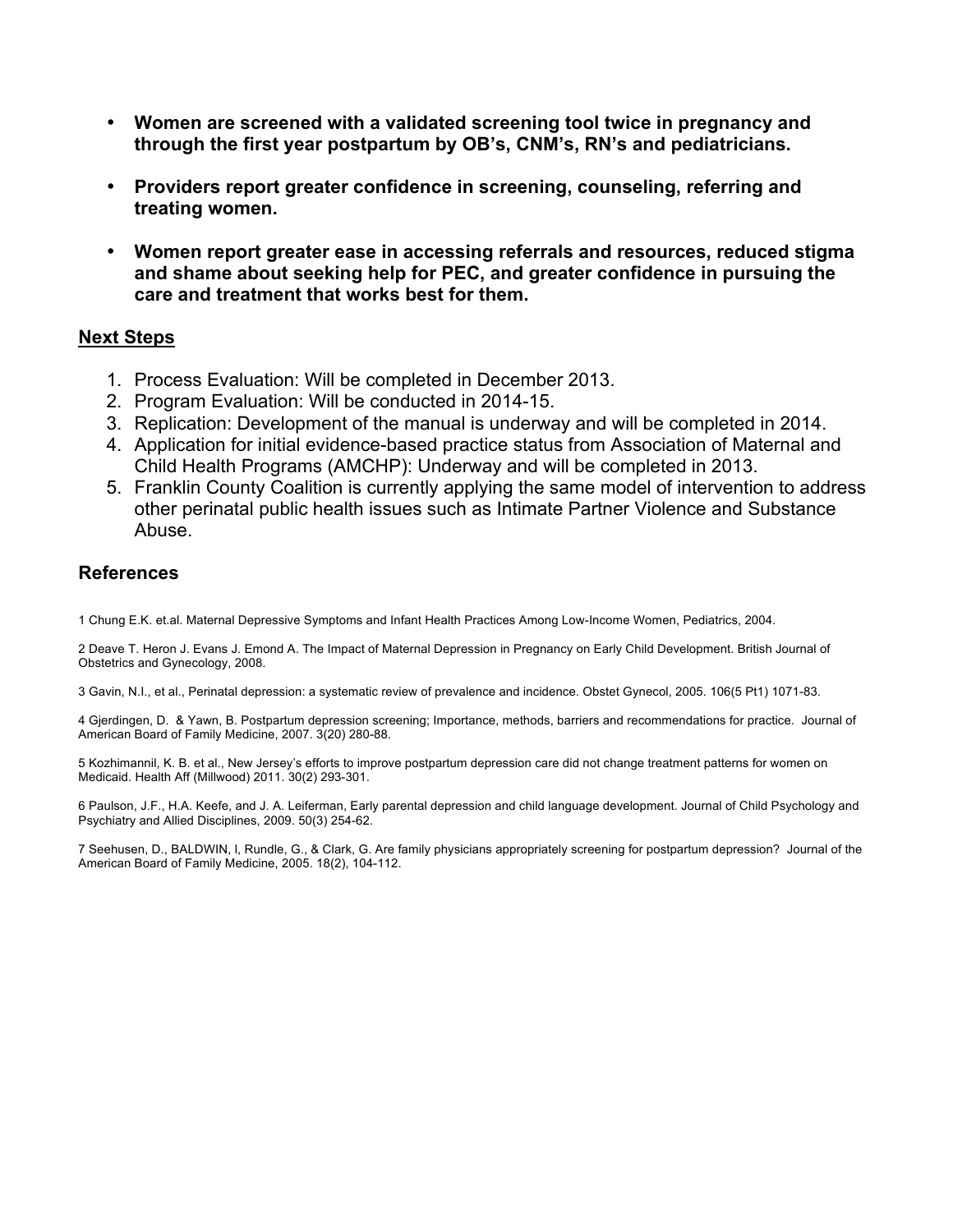- **Women are screened with a validated screening tool twice in pregnancy and through the first year postpartum by OB's, CNM's, RN's and pediatricians.**

- **Providers report greater confidence in screening, counseling, referring and treating women.**

- **Women report greater ease in accessing referrals and resources, reduced stigma and shame about seeking help for PEC, and greater confidence in pursuing the care and treatment that works best for them.**

## Next Steps

1. Process Evaluation: Will be completed in December 2013.
2. Program Evaluation: Will be conducted in 2014-15.
3. Replication: Development of the manual is underway and will be completed in 2014.
4. Application for initial evidence-based practice status from Association of Maternal and Child Health Programs (AMCHP): Underway and will be completed in 2013.
5. Franklin County Coalition is currently applying the same model of intervention to address other perinatal public health issues such as Intimate Partner Violence and Substance Abuse.

## References

1 Chung E.K. et.al. Maternal Depressive Symptoms and Infant Health Practices Among Low-Income Women, Pediatrics, 2004.

2 Deave T. Heron J. Evans J. Emond A. The Impact of Maternal Depression in Pregnancy on Early Child Development. British Journal of Obstetrics and Gynecology, 2008.

3 Gavin, N.I., et al., Perinatal depression: a systematic review of prevalence and incidence. Obstet Gynecol, 2005. 106(5 Pt1) 1071-83.

4 Gjerdingen, D. & Yawn, B. Postpartum depression screening; Importance, methods, barriers and recommendations for practice. Journal of American Board of Family Medicine, 2007. 3(20) 280-88.

5 Kozhimannil, K. B. et al., New Jersey's efforts to improve postpartum depression care did not change treatment patterns for women on Medicaid. Health Aff (Millwood) 2011. 30(2) 293-301.

6 Paulson, J.F., H.A. Keefe, and J. A. Leiferman, Early parental depression and child language development. Journal of Child Psychology and Psychiatry and Allied Disciplines, 2009. 50(3) 254-62.

7 Seehusen, D., BALDWIN, l, Rundle, G., & Clark, G. Are family physicians appropriately screening for postpartum depression? Journal of the American Board of Family Medicine, 2005. 18(2), 104-112.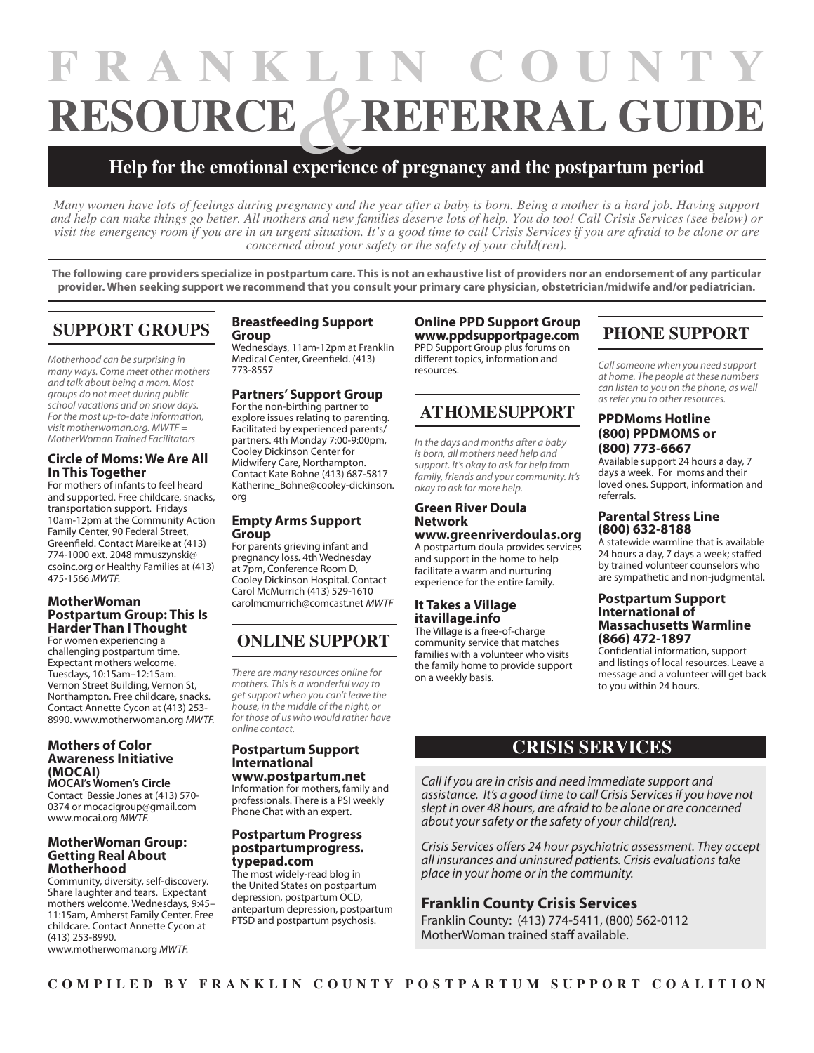# FRANKLIN COUNTY RESOURCE & REFERRAL GUIDE

**Help for the emotional experience of pregnancy and the postpartum period**

*Many women have lots of feelings during pregnancy and the year after a baby is born. Being a mother is a hard job. Having support and help can make things go better. All mothers and new families deserve lots of help. You do too! Call Crisis Services (see below) or visit the emergency room if you are in an urgent situation. It's a good time to call Crisis Services if you are afraid to be alone or are concerned about your safety or the safety of your child(ren).*

**The following care providers specialize in postpartum care. This is not an exhaustive list of providers nor an endorsement of any particular provider. When seeking support we recommend that you consult your primary care physician, obstetrician/midwife and/or pediatrician.**

## SUPPORT GROUPS

*Motherhood can be surprising in many ways. Come meet other mothers and talk about being a mom. Most groups do not meet during public school vacations and on snow days. For the most up-to-date information, visit motherwoman.org. MWTF = MotherWoman Trained Facilitators*

### Circle of Moms: We Are All In This Together

For mothers of infants to feel heard and supported. Free childcare, snacks, transportation support. Fridays 10am-12pm at the Community Action Family Center, 90 Federal Street, Greenfield. Contact Mareike at (413) 774-1000 ext. 2048 mmuszynski@csoinc.org or Healthy Families at (413) 475-1566 *MWTF.*

### MotherWoman Postpartum Group: This Is Harder Than I Thought

For women experiencing a challenging postpartum time. Expectant mothers welcome. Tuesdays, 10:15am–12:15am. Vernon Street Building, Vernon St, Northampton. Free childcare, snacks. Contact Annette Cycon at (413) 253-8990. www.motherwoman.org *MWTF.*

### Mothers of Color Awareness Initiative (MOCAI)

**MOCAI's Women's Circle**

Contact Bessie Jones at (413) 570-0374 or mocacigroup@gmail.com www.mocai.org *MWTF.*

### MotherWoman Group: Getting Real About Motherhood

Community, diversity, self-discovery. Share laughter and tears. Expectant mothers welcome. Wednesdays, 9:45–11:15am, Amherst Family Center. Free childcare. Contact Annette Cycon at (413) 253-8990. www.motherwoman.org *MWTF.*

### Breastfeeding Support Group

Wednesdays, 11am-12pm at Franklin Medical Center, Greenfield. (413) 773-8557

### Partners' Support Group

For the non-birthing partner to explore issues relating to parenting. Facilitated by experienced parents/partners. 4th Monday 7:00-9:00pm, Cooley Dickinson Center for Midwifery Care, Northampton. Contact Kate Bohne (413) 687-5817 Katherine_Bohne@cooley-dickinson.org

### Empty Arms Support Group

For parents grieving infant and pregnancy loss. 4th Wednesday at 7pm, Conference Room D, Cooley Dickinson Hospital. Contact Carol McMurrich (413) 529-1610 carolmcmurrich@comcast.net *MWTF*

## ONLINE SUPPORT

*There are many resources online for mothers. This is a wonderful way to get support when you can't leave the house, in the middle of the night, or for those of us who would rather have online contact.*

### Postpartum Support International www.postpartum.net

Information for mothers, family and professionals. There is a PSI weekly Phone Chat with an expert.

### Postpartum Progress postpartumprogress.typepad.com

The most widely-read blog in the United States on postpartum depression, postpartum OCD, antepartum depression, postpartum PTSD and postpartum psychosis.

### Online PPD Support Group www.ppdsupportpage.com

PPD Support Group plus forums on different topics, information and resources.

## AT HOME SUPPORT

*In the days and months after a baby is born, all mothers need help and support. It's okay to ask for help from family, friends and your community. It's okay to ask for more help.*

### Green River Doula Network www.greenriverdoulas.org

A postpartum doula provides services and support in the home to help facilitate a warm and nurturing experience for the entire family.

### It Takes a Village itavillage.info

The Village is a free-of-charge community service that matches families with a volunteer who visits the family home to provide support on a weekly basis.

## PHONE SUPPORT

*Call someone when you need support at home. The people at these numbers can listen to you on the phone, as well as refer you to other resources.*

### PPDMoms Hotline (800) PPDMOMS or (800) 773-6667

Available support 24 hours a day, 7 days a week. For moms and their loved ones. Support, information and referrals.

### Parental Stress Line (800) 632-8188

A statewide warmline that is available 24 hours a day, 7 days a week; staffed by trained volunteer counselors who are sympathetic and non-judgmental.

### Postpartum Support International of Massachusetts Warmline (866) 472-1897

Confidential information, support and listings of local resources. Leave a message and a volunteer will get back to you within 24 hours.

## CRISIS SERVICES

*Call if you are in crisis and need immediate support and assistance. It's a good time to call Crisis Services if you have not slept in over 48 hours, are afraid to be alone or are concerned about your safety or the safety of your child(ren).*

*Crisis Services offers 24 hour psychiatric assessment. They accept all insurances and uninsured patients. Crisis evaluations take place in your home or in the community.*

### Franklin County Crisis Services

Franklin County: (413) 774-5411, (800) 562-0112
MotherWoman trained staff available.

**COMPILED BY FRANKLIN COUNTY POSTPARTUM SUPPORT COALITION**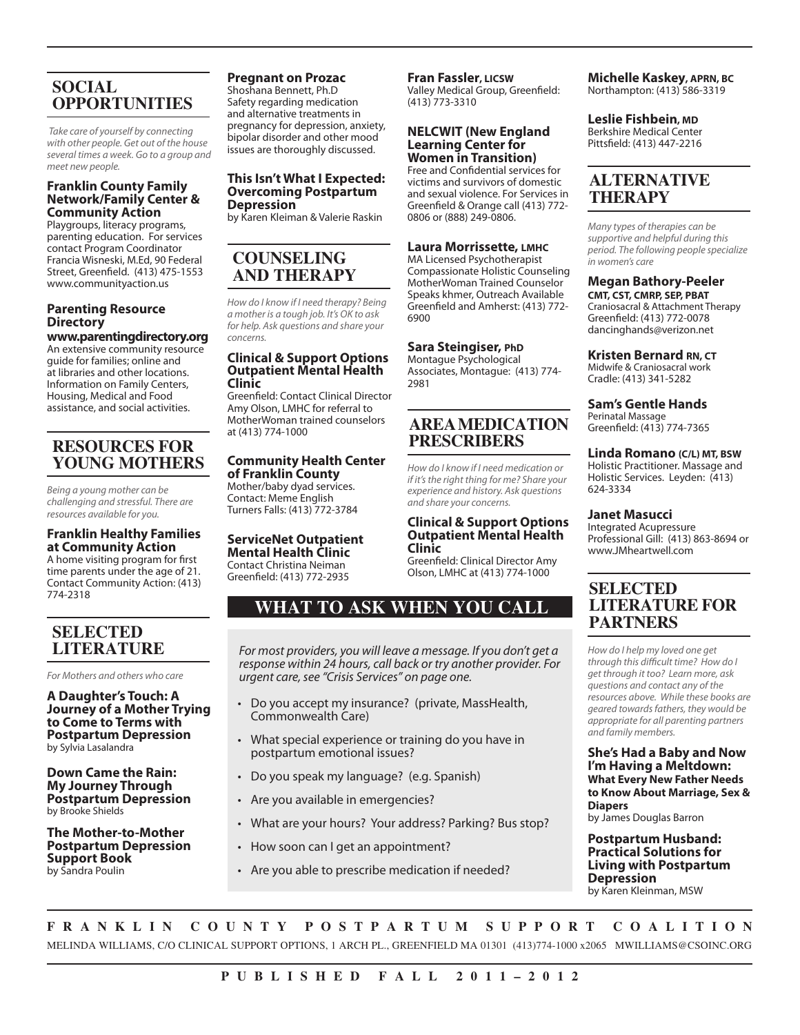## SOCIAL OPPORTUNITIES

*Take care of yourself by connecting with other people. Get out of the house several times a week. Go to a group and meet new people.*

**Franklin County Family Network/Family Center & Community Action**
Playgroups, literacy programs, parenting education. For services contact Program Coordinator Francia Wisneski, M.Ed, 90 Federal Street, Greenfield. (413) 475-1553 www.communityaction.us

**Parenting Resource Directory**
**www.parentingdirectory.org**
An extensive community resource guide for families; online and at libraries and other locations. Information on Family Centers, Housing, Medical and Food assistance, and social activities.

## RESOURCES FOR YOUNG MOTHERS

*Being a young mother can be challenging and stressful. There are resources available for you.*

**Franklin Healthy Families at Community Action**
A home visiting program for first time parents under the age of 21. Contact Community Action: (413) 774-2318

## SELECTED LITERATURE

*For Mothers and others who care*

**A Daughter's Touch: A Journey of a Mother Trying to Come to Terms with Postpartum Depression**
by Sylvia Lasalandra

**Down Came the Rain: My Journey Through Postpartum Depression**
by Brooke Shields

**The Mother-to-Mother Postpartum Depression Support Book**
by Sandra Poulin

**Pregnant on Prozac**
Shoshana Bennett, Ph.D
Safety regarding medication and alternative treatments in pregnancy for depression, anxiety, bipolar disorder and other mood issues are thoroughly discussed.

**This Isn't What I Expected: Overcoming Postpartum Depression**
by Karen Kleiman & Valerie Raskin

## COUNSELING AND THERAPY

*How do I know if I need therapy? Being a mother is a tough job. It's OK to ask for help. Ask questions and share your concerns.*

**Clinical & Support Options Outpatient Mental Health Clinic**
Greenfield: Contact Clinical Director Amy Olson, LMHC for referral to MotherWoman trained counselors at (413) 774-1000

**Community Health Center of Franklin County**
Mother/baby dyad services.
Contact: Meme English
Turners Falls: (413) 772-3784

**ServiceNet Outpatient Mental Health Clinic**
Contact Christina Neiman
Greenfield: (413) 772-2935

**Fran Fassler, LICSW**
Valley Medical Group, Greenfield: (413) 773-3310

**NELCWIT (New England Learning Center for Women in Transition)**
Free and Confidential services for victims and survivors of domestic and sexual violence. For Services in Greenfield & Orange call (413) 772-0806 or (888) 249-0806.

**Laura Morrissette, LMHC**
MA Licensed Psychotherapist
Compassionate Holistic Counseling
MotherWoman Trained Counselor
Speaks khmer, Outreach Available
Greenfield and Amherst: (413) 772-6900

**Sara Steingiser, PhD**
Montague Psychological Associates, Montague: (413) 774-2981

## AREA MEDICATION PRESCRIBERS

*How do I know if I need medication or if it's the right thing for me? Share your experience and history. Ask questions and share your concerns.*

**Clinical & Support Options Outpatient Mental Health Clinic**
Greenfield: Clinical Director Amy Olson, LMHC at (413) 774-1000

**Michelle Kaskey, APRN, BC**
Northampton: (413) 586-3319

**Leslie Fishbein, MD**
Berkshire Medical Center
Pittsfield: (413) 447-2216

## WHAT TO ASK WHEN YOU CALL

*For most providers, you will leave a message. If you don't get a response within 24 hours, call back or try another provider. For urgent care, see "Crisis Services" on page one.*

- Do you accept my insurance? (private, MassHealth, Commonwealth Care)
- What special experience or training do you have in postpartum emotional issues?
- Do you speak my language? (e.g. Spanish)
- Are you available in emergencies?
- What are your hours? Your address? Parking? Bus stop?
- How soon can I get an appointment?
- Are you able to prescribe medication if needed?

## ALTERNATIVE THERAPY

*Many types of therapies can be supportive and helpful during this period. The following people specialize in women's care*

**Megan Bathory-Peeler**
**CMT, CST, CMRP, SEP, PBAT**
Craniosacral & Attachment Therapy
Greenfield: (413) 772-0078
dancinghands@verizon.net

**Kristen Bernard RN, CT**
Midwife & Craniosacral work
Cradle: (413) 341-5282

**Sam's Gentle Hands**
Perinatal Massage
Greenfield: (413) 774-7365

**Linda Romano (C/L) MT, BSW**
Holistic Practitioner. Massage and Holistic Services. Leyden: (413) 624-3334

**Janet Masucci**
Integrated Acupressure
Professional Gill: (413) 863-8694 or www.JMheartwell.com

## SELECTED LITERATURE FOR PARTNERS

*How do I help my loved one get through this difficult time? How do I get through it too? Learn more, ask questions and contact any of the resources above. While these books are geared towards fathers, they would be appropriate for all parenting partners and family members.*

**She's Had a Baby and Now I'm Having a Meltdown: What Every New Father Needs to Know About Marriage, Sex & Diapers**
by James Douglas Barron

**Postpartum Husband: Practical Solutions for Living with Postpartum Depression**
by Karen Kleinman, MSW

**FRANKLIN COUNTY POSTPARTUM SUPPORT COALITION**
MELINDA WILLIAMS, C/O CLINICAL SUPPORT OPTIONS, 1 ARCH PL., GREENFIELD MA 01301 (413)774-1000 x2065 MWILLIAMS@CSOINC.ORG

**PUBLISHED FALL 2011–2012**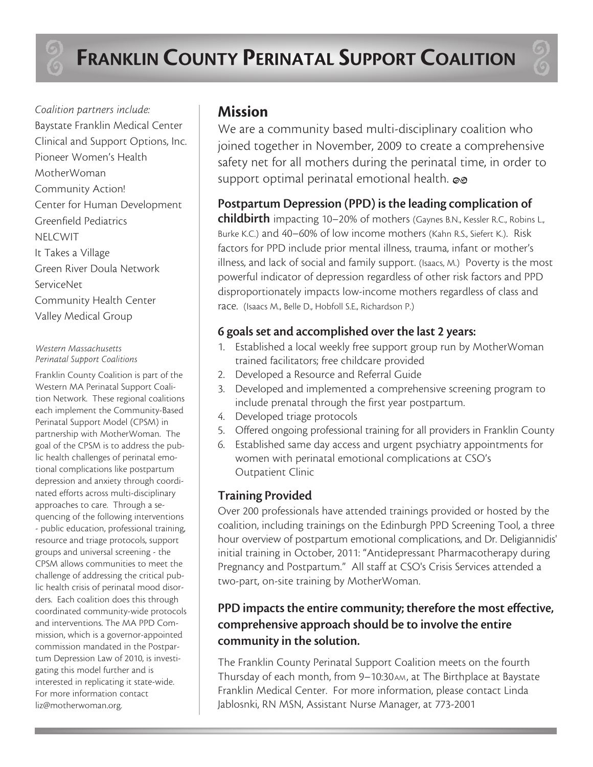# Franklin County Perinatal Support Coalition

*Coalition partners include:*

Baystate Franklin Medical Center
Clinical and Support Options, Inc.
Pioneer Women's Health
MotherWoman
Community Action!
Center for Human Development
Greenfield Pediatrics
NELCWIT
It Takes a Village
Green River Doula Network
ServiceNet
Community Health Center
Valley Medical Group

*Western Massachusetts Perinatal Support Coalitions*

Franklin County Coalition is part of the Western MA Perinatal Support Coalition Network. These regional coalitions each implement the Community-Based Perinatal Support Model (CPSM) in partnership with MotherWoman. The goal of the CPSM is to address the public health challenges of perinatal emotional complications like postpartum depression and anxiety through coordinated efforts across multi-disciplinary approaches to care. Through a sequencing of the following interventions - public education, professional training, resource and triage protocols, support groups and universal screening - the CPSM allows communities to meet the challenge of addressing the critical public health crisis of perinatal mood disorders. Each coalition does this through coordinated community-wide protocols and interventions. The MA PPD Commission, which is a governor-appointed commission mandated in the Postpartum Depression Law of 2010, is investigating this model further and is interested in replicating it state-wide. For more information contact liz@motherwoman.org.

## Mission

We are a community based multi-disciplinary coalition who joined together in November, 2009 to create a comprehensive safety net for all mothers during the perinatal time, in order to support optimal perinatal emotional health.

**Postpartum Depression (PPD) is the leading complication of childbirth** impacting 10–20% of mothers (Gaynes B.N., Kessler R.C., Robins L., Burke K.C.) and 40–60% of low income mothers (Kahn R.S., Siefert K.). Risk factors for PPD include prior mental illness, trauma, infant or mother's illness, and lack of social and family support. (Isaacs, M.) Poverty is the most powerful indicator of depression regardless of other risk factors and PPD disproportionately impacts low-income mothers regardless of class and race. (Isaacs M., Belle D., Hobfoll S.E., Richardson P.)

### 6 goals set and accomplished over the last 2 years:

1. Established a local weekly free support group run by MotherWoman trained facilitators; free childcare provided
2. Developed a Resource and Referral Guide
3. Developed and implemented a comprehensive screening program to include prenatal through the first year postpartum.
4. Developed triage protocols
5. Offered ongoing professional training for all providers in Franklin County
6. Established same day access and urgent psychiatry appointments for women with perinatal emotional complications at CSO's Outpatient Clinic

### Training Provided

Over 200 professionals have attended trainings provided or hosted by the coalition, including trainings on the Edinburgh PPD Screening Tool, a three hour overview of postpartum emotional complications, and Dr. Deligiannidis' initial training in October, 2011: "Antidepressant Pharmacotherapy during Pregnancy and Postpartum." All staff at CSO's Crisis Services attended a two-part, on-site training by MotherWoman.

### PPD impacts the entire community; therefore the most effective, comprehensive approach should be to involve the entire community in the solution.

The Franklin County Perinatal Support Coalition meets on the fourth Thursday of each month, from 9–10:30AM, at The Birthplace at Baystate Franklin Medical Center. For more information, please contact Linda Jablosnki, RN MSN, Assistant Nurse Manager, at 773-2001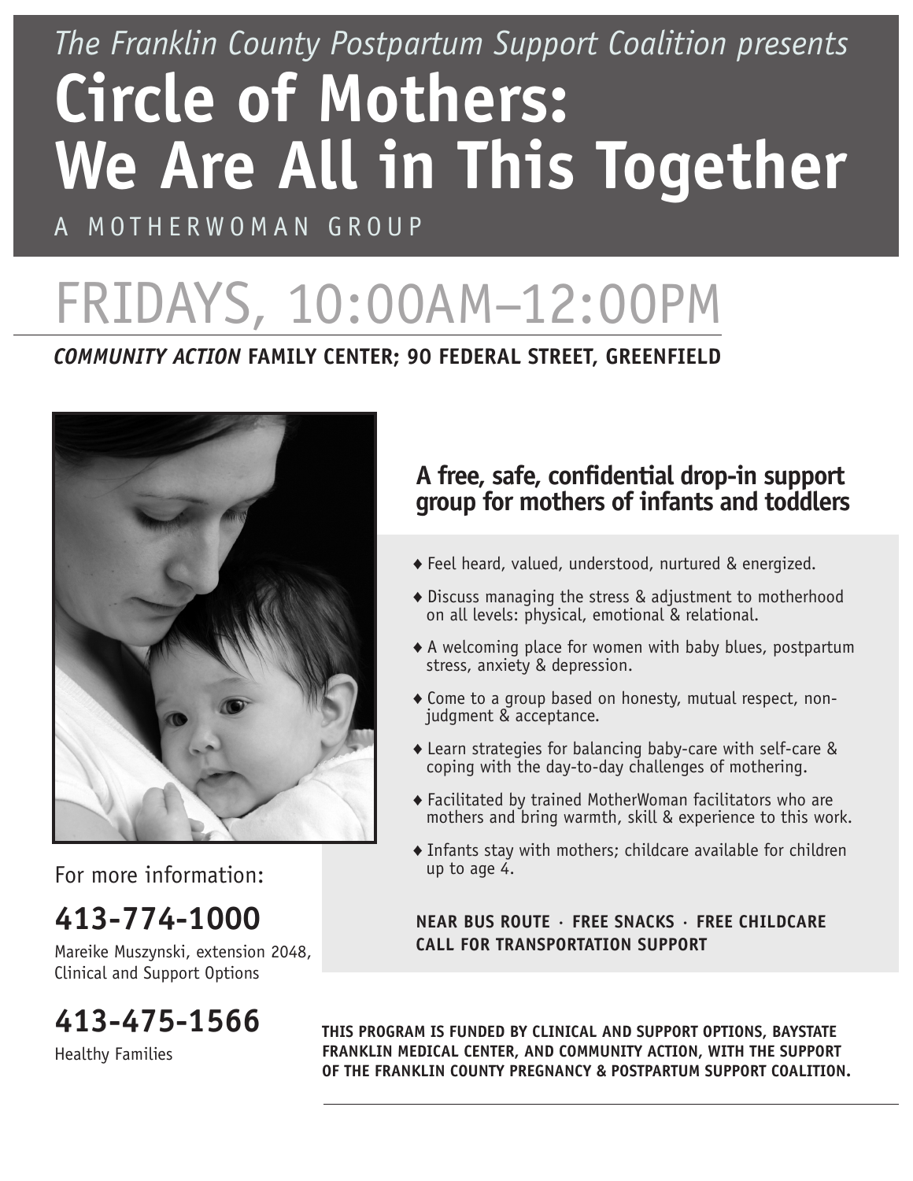*The Franklin County Postpartum Support Coalition presents*

# Circle of Mothers: We Are All in This Together

A MOTHERWOMAN GROUP

## FRIDAYS, 10:00AM–12:00PM

***COMMUNITY ACTION*** **FAMILY CENTER; 90 FEDERAL STREET, GREENFIELD**

### A free, safe, confidential drop-in support group for mothers of infants and toddlers

- Feel heard, valued, understood, nurtured & energized.
- Discuss managing the stress & adjustment to motherhood on all levels: physical, emotional & relational.
- A welcoming place for women with baby blues, postpartum stress, anxiety & depression.
- Come to a group based on honesty, mutual respect, non-judgment & acceptance.
- Learn strategies for balancing baby-care with self-care & coping with the day-to-day challenges of mothering.
- Facilitated by trained MotherWoman facilitators who are mothers and bring warmth, skill & experience to this work.
- Infants stay with mothers; childcare available for children up to age 4.

**NEAR BUS ROUTE · FREE SNACKS · FREE CHILDCARE**
**CALL FOR TRANSPORTATION SUPPORT**

For more information:

**413-774-1000**
Mareike Muszynski, extension 2048, Clinical and Support Options

**413-475-1566**
Healthy Families

**THIS PROGRAM IS FUNDED BY CLINICAL AND SUPPORT OPTIONS, BAYSTATE FRANKLIN MEDICAL CENTER, AND COMMUNITY ACTION, WITH THE SUPPORT OF THE FRANKLIN COUNTY PREGNANCY & POSTPARTUM SUPPORT COALITION.**